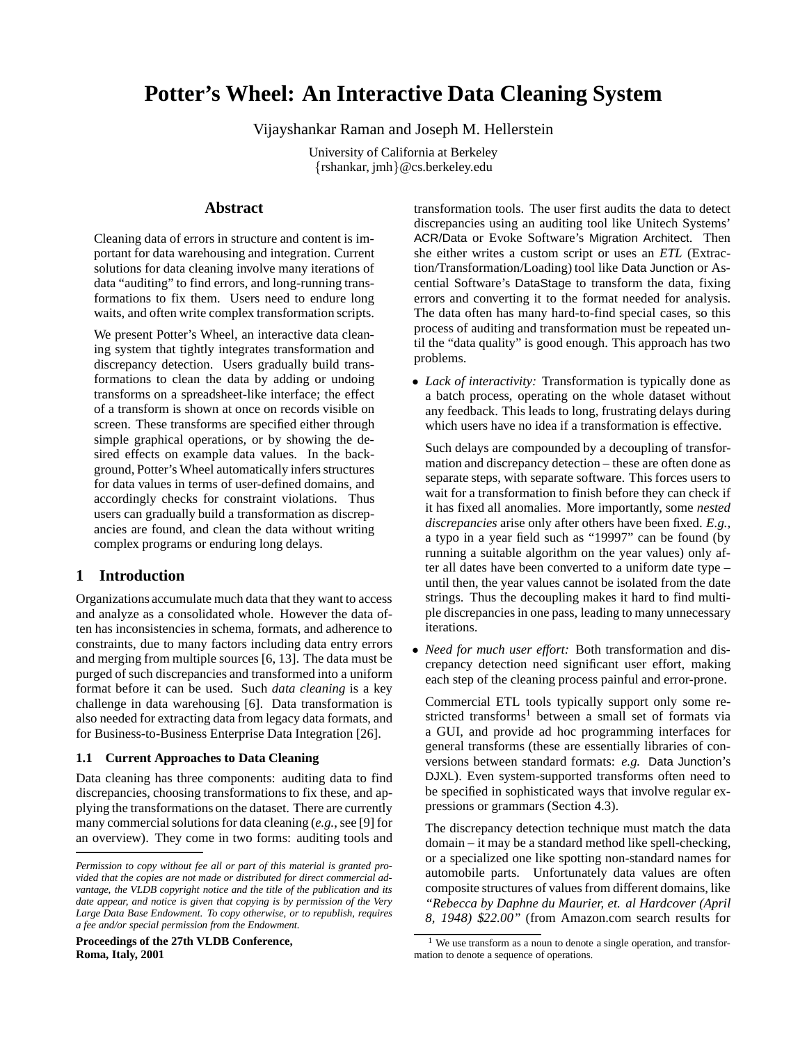# Potter's Wheel: An Interactive Data Cleaning System

Vijayshankar Raman and Joseph M. Hellerstein

University of California at Berkeley
{rshankar, jmh}@cs.berkeley.edu

## Abstract

Cleaning data of errors in structure and content is important for data warehousing and integration. Current solutions for data cleaning involve many iterations of data "auditing" to find errors, and long-running transformations to fix them. Users need to endure long waits, and often write complex transformation scripts.

We present Potter's Wheel, an interactive data cleaning system that tightly integrates transformation and discrepancy detection. Users gradually build transformations to clean the data by adding or undoing transforms on a spreadsheet-like interface; the effect of a transform is shown at once on records visible on screen. These transforms are specified either through simple graphical operations, or by showing the desired effects on example data values. In the background, Potter's Wheel automatically infers structures for data values in terms of user-defined domains, and accordingly checks for constraint violations. Thus users can gradually build a transformation as discrepancies are found, and clean the data without writing complex programs or enduring long delays.

## 1 Introduction

Organizations accumulate much data that they want to access and analyze as a consolidated whole. However the data often has inconsistencies in schema, formats, and adherence to constraints, due to many factors including data entry errors and merging from multiple sources [6, 13]. The data must be purged of such discrepancies and transformed into a uniform format before it can be used. Such *data cleaning* is a key challenge in data warehousing [6]. Data transformation is also needed for extracting data from legacy data formats, and for Business-to-Business Enterprise Data Integration [26].

### 1.1 Current Approaches to Data Cleaning

Data cleaning has three components: auditing data to find discrepancies, choosing transformations to fix these, and applying the transformations on the dataset. There are currently many commercial solutions for data cleaning (*e.g.*, see [9] for an overview). They come in two forms: auditing tools and transformation tools. The user first audits the data to detect discrepancies using an auditing tool like Unitech Systems' ACR/Data or Evoke Software's Migration Architect. Then she either writes a custom script or uses an *ETL* (Extraction/Transformation/Loading) tool like Data Junction or Ascential Software's DataStage to transform the data, fixing errors and converting it to the format needed for analysis. The data often has many hard-to-find special cases, so this process of auditing and transformation must be repeated until the "data quality" is good enough. This approach has two problems.

- *Lack of interactivity:* Transformation is typically done as a batch process, operating on the whole dataset without any feedback. This leads to long, frustrating delays during which users have no idea if a transformation is effective.

  Such delays are compounded by a decoupling of transformation and discrepancy detection – these are often done as separate steps, with separate software. This forces users to wait for a transformation to finish before they can check if it has fixed all anomalies. More importantly, some *nested discrepancies* arise only after others have been fixed. *E.g.,* a typo in a year field such as "19997" can be found (by running a suitable algorithm on the year values) only after all dates have been converted to a uniform date type – until then, the year values cannot be isolated from the date strings. Thus the decoupling makes it hard to find multiple discrepancies in one pass, leading to many unnecessary iterations.

- *Need for much user effort:* Both transformation and discrepancy detection need significant user effort, making each step of the cleaning process painful and error-prone.

  Commercial ETL tools typically support only some restricted transforms[1] between a small set of formats via a GUI, and provide ad hoc programming interfaces for general transforms (these are essentially libraries of conversions between standard formats: *e.g.* Data Junction's DJXL). Even system-supported transforms often need to be specified in sophisticated ways that involve regular expressions or grammars (Section 4.3).

  The discrepancy detection technique must match the data domain – it may be a standard method like spell-checking, or a specialized one like spotting non-standard names for automobile parts. Unfortunately data values are often composite structures of values from different domains, like *"Rebecca by Daphne du Maurier, et. al Hardcover (April 8, 1948) $22.00"* (from Amazon.com search results for

*Permission to copy without fee all or part of this material is granted provided that the copies are not made or distributed for direct commercial advantage, the VLDB copyright notice and the title of the publication and its date appear, and notice is given that copying is by permission of the Very Large Data Base Endowment. To copy otherwise, or to republish, requires a fee and/or special permission from the Endowment.*

**Proceedings of the 27th VLDB Conference,**
**Roma, Italy, 2001**

[1] We use transform as a noun to denote a single operation, and transformation to denote a sequence of operations.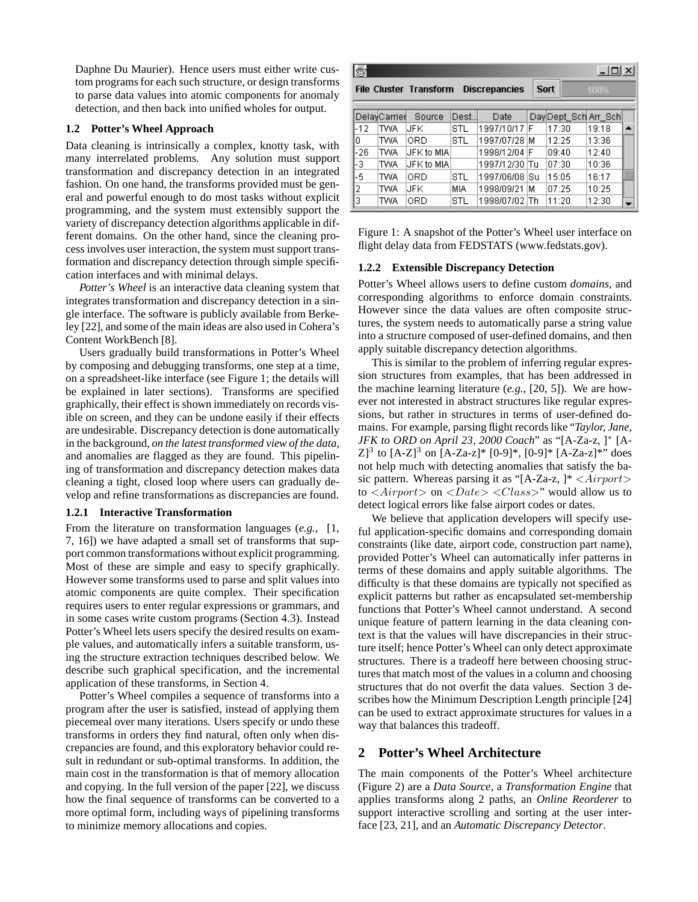Daphne Du Maurier). Hence users must either write custom programs for each such structure, or design transforms to parse data values into atomic components for anomaly detection, and then back into unified wholes for output.

### 1.2 Potter's Wheel Approach

Data cleaning is intrinsically a complex, knotty task, with many interrelated problems. Any solution must support transformation and discrepancy detection in an integrated fashion. On one hand, the transforms provided must be general and powerful enough to do most tasks without explicit programming, and the system must extensibly support the variety of discrepancy detection algorithms applicable in different domains. On the other hand, since the cleaning process involves user interaction, the system must support transformation and discrepancy detection through simple specification interfaces and with minimal delays.

*Potter's Wheel* is an interactive data cleaning system that integrates transformation and discrepancy detection in a single interface. The software is publicly available from Berkeley [22], and some of the main ideas are also used in Cohera's Content WorkBench [8].

Users gradually build transformations in Potter's Wheel by composing and debugging transforms, one step at a time, on a spreadsheet-like interface (see Figure 1; the details will be explained in later sections). Transforms are specified graphically, their effect is shown immediately on records visible on screen, and they can be undone easily if their effects are undesirable. Discrepancy detection is done automatically in the background, *on the latest transformed view of the data*, and anomalies are flagged as they are found. This pipelining of transformation and discrepancy detection makes data cleaning a tight, closed loop where users can gradually develop and refine transformations as discrepancies are found.

#### 1.2.1 Interactive Transformation

From the literature on transformation languages (*e.g.*, [1, 7, 16]) we have adapted a small set of transforms that support common transformations without explicit programming. Most of these are simple and easy to specify graphically. However some transforms used to parse and split values into atomic components are quite complex. Their specification requires users to enter regular expressions or grammars, and in some cases write custom programs (Section 4.3). Instead Potter's Wheel lets users specify the desired results on example values, and automatically infers a suitable transform, using the structure extraction techniques described below. We describe such graphical specification, and the incremental application of these transforms, in Section 4.

Potter's Wheel compiles a sequence of transforms into a program after the user is satisfied, instead of applying them piecemeal over many iterations. Users specify or undo these transforms in orders they find natural, often only when discrepancies are found, and this exploratory behavior could result in redundant or sub-optimal transforms. In addition, the main cost in the transformation is that of memory allocation and copying. In the full version of the paper [22], we discuss how the final sequence of transforms can be converted to a more optimal form, including ways of pipelining transforms to minimize memory allocations and copies.

File Cluster Transform Discrepancies Sort 100%

| Delay | Carrier | Source | Dest.. | Date | Day | Dept_Sch | Arr_Sch |
|---|---|---|---|---|---|---|---|
| -12 | TWA | JFK | STL | 1997/10/17 | F | 17:30 | 19:18 |
| 0 | TWA | ORD | STL | 1997/07/28 | M | 12:25 | 13:36 |
| -26 | TWA | JFK to MIA | | 1998/12/04 | F | 09:40 | 12:40 |
| -3 | TWA | JFK to MIA | | 1997/12/30 | Tu | 07:30 | 10:36 |
| -5 | TWA | ORD | STL | 1997/06/08 | Su | 15:05 | 16:17 |
| 2 | TWA | JFK | MIA | 1998/09/21 | M | 07:25 | 10:25 |
| 3 | TWA | ORD | STL | 1998/07/02 | Th | 11:20 | 12:30 |

Figure 1: A snapshot of the Potter's Wheel user interface on flight delay data from FEDSTATS (www.fedstats.gov).

#### 1.2.2 Extensible Discrepancy Detection

Potter's Wheel allows users to define custom *domains*, and corresponding algorithms to enforce domain constraints. However since the data values are often composite structures, the system needs to automatically parse a string value into a structure composed of user-defined domains, and then apply suitable discrepancy detection algorithms.

This is similar to the problem of inferring regular expression structures from examples, that has been addressed in the machine learning literature (*e.g.*, [20, 5]). We are however not interested in abstract structures like regular expressions, but rather in structures in terms of user-defined domains. For example, parsing flight records like "*Taylor, Jane, JFK to ORD on April 23, 2000 Coach*" as "[A-Za-z, ]$^*$ [A-Z]$^3$ to [A-Z]$^3$ on [A-Za-z]* [0-9]*, [0-9]* [A-Za-z]*" does not help much with detecting anomalies that satisfy the basic pattern. Whereas parsing it as "[A-Za-z, ]* $<Airport>$ to $<Airport>$ on $<Date>$ $<Class>$" would allow us to detect logical errors like false airport codes or dates.

We believe that application developers will specify useful application-specific domains and corresponding domain constraints (like date, airport code, construction part name), provided Potter's Wheel can automatically infer patterns in terms of these domains and apply suitable algorithms. The difficulty is that these domains are typically not specified as explicit patterns but rather as encapsulated set-membership functions that Potter's Wheel cannot understand. A second unique feature of pattern learning in the data cleaning context is that the values will have discrepancies in their structure itself; hence Potter's Wheel can only detect approximate structures. There is a tradeoff here between choosing structures that match most of the values in a column and choosing structures that do not overfit the data values. Section 3 describes how the Minimum Description Length principle [24] can be used to extract approximate structures for values in a way that balances this tradeoff.

## 2 Potter's Wheel Architecture

The main components of the Potter's Wheel architecture (Figure 2) are a *Data Source*, a *Transformation Engine* that applies transforms along 2 paths, an *Online Reorderer* to support interactive scrolling and sorting at the user interface [23, 21], and an *Automatic Discrepancy Detector*.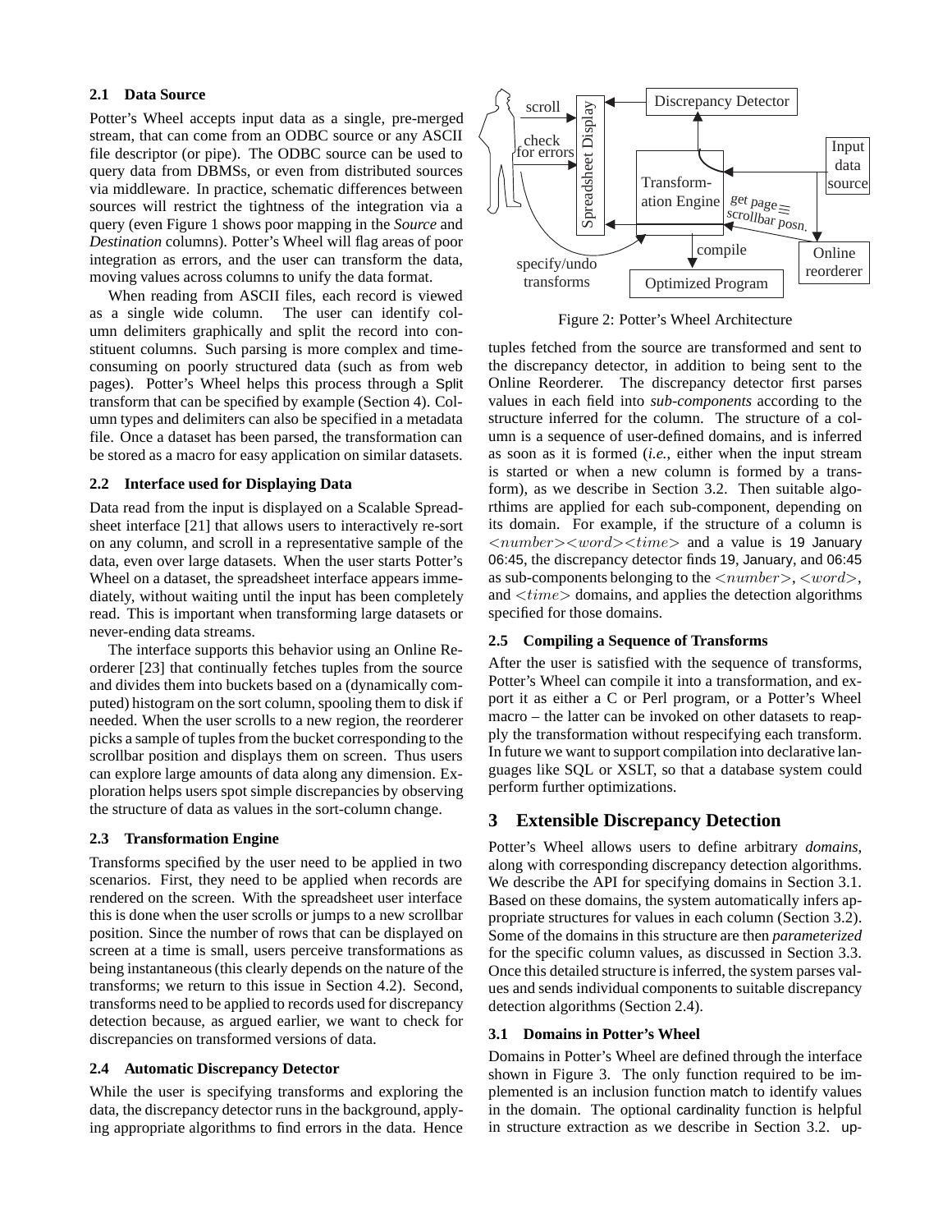### 2.1 Data Source

Potter's Wheel accepts input data as a single, pre-merged stream, that can come from an ODBC source or any ASCII file descriptor (or pipe). The ODBC source can be used to query data from DBMSs, or even from distributed sources via middleware. In practice, schematic differences between sources will restrict the tightness of the integration via a query (even Figure 1 shows poor mapping in the *Source* and *Destination* columns). Potter's Wheel will flag areas of poor integration as errors, and the user can transform the data, moving values across columns to unify the data format.

When reading from ASCII files, each record is viewed as a single wide column. The user can identify column delimiters graphically and split the record into constituent columns. Such parsing is more complex and time-consuming on poorly structured data (such as from web pages). Potter's Wheel helps this process through a Split transform that can be specified by example (Section 4). Column types and delimiters can also be specified in a metadata file. Once a dataset has been parsed, the transformation can be stored as a macro for easy application on similar datasets.

### 2.2 Interface used for Displaying Data

Data read from the input is displayed on a Scalable Spreadsheet interface [21] that allows users to interactively re-sort on any column, and scroll in a representative sample of the data, even over large datasets. When the user starts Potter's Wheel on a dataset, the spreadsheet interface appears immediately, without waiting until the input has been completely read. This is important when transforming large datasets or never-ending data streams.

The interface supports this behavior using an Online Reorderer [23] that continually fetches tuples from the source and divides them into buckets based on a (dynamically computed) histogram on the sort column, spooling them to disk if needed. When the user scrolls to a new region, the reorderer picks a sample of tuples from the bucket corresponding to the scrollbar position and displays them on screen. Thus users can explore large amounts of data along any dimension. Exploration helps users spot simple discrepancies by observing the structure of data as values in the sort-column change.

### 2.3 Transformation Engine

Transforms specified by the user need to be applied in two scenarios. First, they need to be applied when records are rendered on the screen. With the spreadsheet user interface this is done when the user scrolls or jumps to a new scrollbar position. Since the number of rows that can be displayed on screen at a time is small, users perceive transformations as being instantaneous (this clearly depends on the nature of the transforms; we return to this issue in Section 4.2). Second, transforms need to be applied to records used for discrepancy detection because, as argued earlier, we want to check for discrepancies on transformed versions of data.

### 2.4 Automatic Discrepancy Detector

While the user is specifying transforms and exploring the data, the discrepancy detector runs in the background, applying appropriate algorithms to find errors in the data. Hence tuples fetched from the source are transformed and sent to the discrepancy detector, in addition to being sent to the Online Reorderer. The discrepancy detector first parses values in each field into *sub-components* according to the structure inferred for the column. The structure of a column is a sequence of user-defined domains, and is inferred as soon as it is formed (*i.e.*, either when the input stream is started or when a new column is formed by a transform), as we describe in Section 3.2. Then suitable algorthims are applied for each sub-component, depending on its domain. For example, if the structure of a column is $<number><word><time>$ and a value is 19 January 06:45, the discrepancy detector finds 19, January, and 06:45 as sub-components belonging to the $<number>$, $<word>$, and $<time>$ domains, and applies the detection algorithms specified for those domains.

Figure 2: Potter's Wheel Architecture

### 2.5 Compiling a Sequence of Transforms

After the user is satisfied with the sequence of transforms, Potter's Wheel can compile it into a transformation, and export it as either a C or Perl program, or a Potter's Wheel macro – the latter can be invoked on other datasets to reapply the transformation without respecifying each transform. In future we want to support compilation into declarative languages like SQL or XSLT, so that a database system could perform further optimizations.

## 3 Extensible Discrepancy Detection

Potter's Wheel allows users to define arbitrary *domains*, along with corresponding discrepancy detection algorithms. We describe the API for specifying domains in Section 3.1. Based on these domains, the system automatically infers appropriate structures for values in each column (Section 3.2). Some of the domains in this structure are then *parameterized* for the specific column values, as discussed in Section 3.3. Once this detailed structure is inferred, the system parses values and sends individual components to suitable discrepancy detection algorithms (Section 2.4).

### 3.1 Domains in Potter's Wheel

Domains in Potter's Wheel are defined through the interface shown in Figure 3. The only function required to be implemented is an inclusion function match to identify values in the domain. The optional cardinality function is helpful in structure extraction as we describe in Section 3.2. up-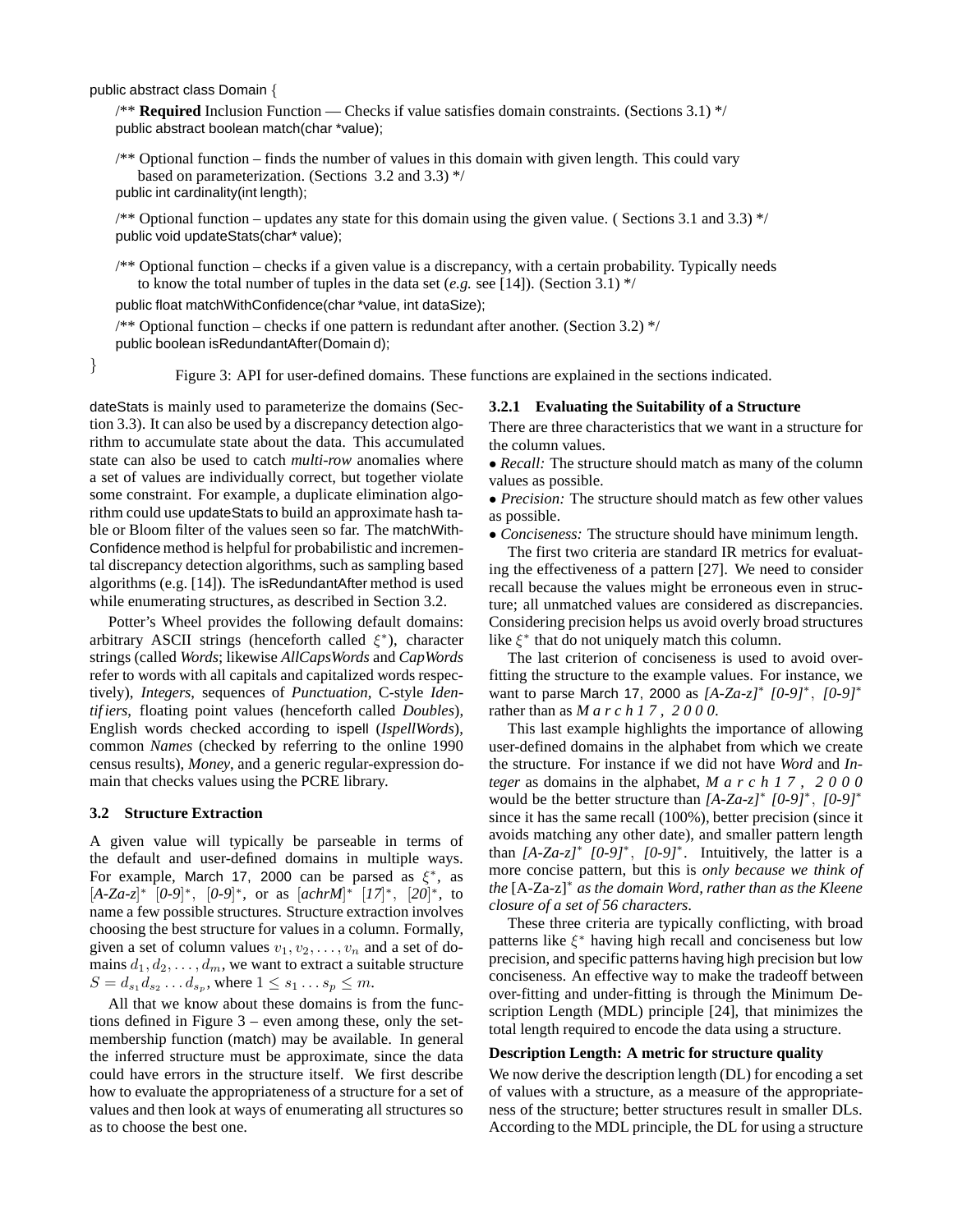```
public abstract class Domain {
    /** Required Inclusion Function — Checks if value satisfies domain constraints. (Sections 3.1) */
    public abstract boolean match(char *value);

    /** Optional function – finds the number of values in this domain with given length. This could vary
        based on parameterization. (Sections 3.2 and 3.3) */
    public int cardinality(int length);

    /** Optional function – updates any state for this domain using the given value. ( Sections 3.1 and 3.3) */
    public void updateStats(char* value);

    /** Optional function – checks if a given value is a discrepancy, with a certain probability. Typically needs
        to know the total number of tuples in the data set (e.g. see [14]). (Section 3.1) */
    public float matchWithConfidence(char *value, int dataSize);

    /** Optional function – checks if one pattern is redundant after another. (Section 3.2) */
    public boolean isRedundantAfter(Domain d);
}
```

Figure 3: API for user-defined domains. These functions are explained in the sections indicated.

dateStats is mainly used to parameterize the domains (Section 3.3). It can also be used by a discrepancy detection algorithm to accumulate state about the data. This accumulated state can also be used to catch *multi-row* anomalies where a set of values are individually correct, but together violate some constraint. For example, a duplicate elimination algorithm could use updateStats to build an approximate hash table or Bloom filter of the values seen so far. The matchWithConfidence method is helpful for probabilistic and incremental discrepancy detection algorithms, such as sampling based algorithms (e.g. [14]). The isRedundantAfter method is used while enumerating structures, as described in Section 3.2.

Potter's Wheel provides the following default domains: arbitrary ASCII strings (henceforth called $\xi^*$), character strings (called *Words*; likewise *AllCapsWords* and *CapWords* refer to words with all capitals and capitalized words respectively), *Integers*, sequences of *Punctuation*, C-style *Identifiers*, floating point values (henceforth called *Doubles*), English words checked according to ispell (*IspellWords*), common *Names* (checked by referring to the online 1990 census results), *Money*, and a generic regular-expression domain that checks values using the PCRE library.

### 3.2 Structure Extraction

A given value will typically be parseable in terms of the default and user-defined domains in multiple ways. For example, March 17, 2000 can be parsed as $\xi^*$, as $[A\text{-}Za\text{-}z]^*$ $[0\text{-}9]^*$, $[0\text{-}9]^*$, or as $[achrM]^*$ $[17]^*$, $[20]^*$, to name a few possible structures. Structure extraction involves choosing the best structure for values in a column. Formally, given a set of column values $v_1, v_2, \ldots, v_n$ and a set of domains $d_1, d_2, \ldots, d_m$, we want to extract a suitable structure $S = d_{s_1} d_{s_2} \ldots d_{s_p}$, where $1 \leq s_1 \ldots s_p \leq m$.

All that we know about these domains is from the functions defined in Figure 3 – even among these, only the set-membership function (match) may be available. In general the inferred structure must be approximate, since the data could have errors in the structure itself. We first describe how to evaluate the appropriateness of a structure for a set of values and then look at ways of enumerating all structures so as to choose the best one.

#### 3.2.1 Evaluating the Suitability of a Structure

There are three characteristics that we want in a structure for the column values.

- *Recall:* The structure should match as many of the column values as possible.
- *Precision:* The structure should match as few other values as possible.
- *Conciseness:* The structure should have minimum length.

The first two criteria are standard IR metrics for evaluating the effectiveness of a pattern [27]. We need to consider recall because the values might be erroneous even in structure; all unmatched values are considered as discrepancies. Considering precision helps us avoid overly broad structures like $\xi^*$ that do not uniquely match this column.

The last criterion of conciseness is used to avoid overfitting the structure to the example values. For instance, we want to parse March 17, 2000 as *[A-Za-z]\* [0-9]\*, [0-9]\** rather than as *M a r c h 1 7 , 2 0 0 0*.

This last example highlights the importance of allowing user-defined domains in the alphabet from which we create the structure. For instance if we did not have *Word* and *Integer* as domains in the alphabet, *M a r c h 1 7 , 2 0 0 0* would be the better structure than *[A-Za-z]\* [0-9]\*, [0-9]\** since it has the same recall (100%), better precision (since it avoids matching any other date), and smaller pattern length than *[A-Za-z]\* [0-9]\*, [0-9]\**. Intuitively, the latter is a more concise pattern, but this is *only because we think of the* [A-Za-z]\* *as the domain Word, rather than as the Kleene closure of a set of 56 characters*.

These three criteria are typically conflicting, with broad patterns like $\xi^*$ having high recall and conciseness but low precision, and specific patterns having high precision but low conciseness. An effective way to make the tradeoff between over-fitting and under-fitting is through the Minimum Description Length (MDL) principle [24], that minimizes the total length required to encode the data using a structure.

**Description Length: A metric for structure quality**

We now derive the description length (DL) for encoding a set of values with a structure, as a measure of the appropriateness of the structure; better structures result in smaller DLs. According to the MDL principle, the DL for using a structure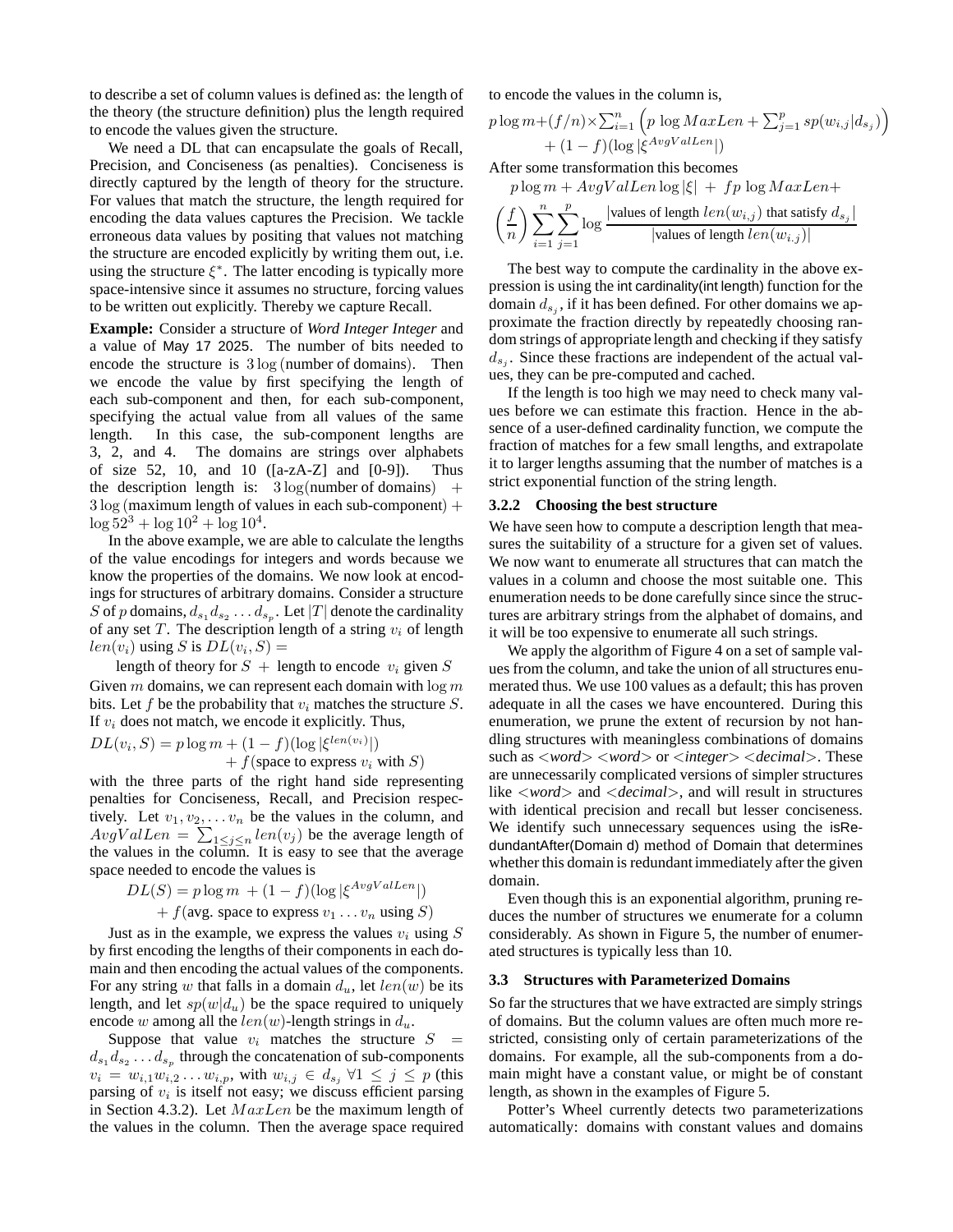to describe a set of column values is defined as: the length of the theory (the structure definition) plus the length required to encode the values given the structure.

We need a DL that can encapsulate the goals of Recall, Precision, and Conciseness (as penalties). Conciseness is directly captured by the length of theory for the structure. For values that match the structure, the length required for encoding the data values captures the Precision. We tackle erroneous data values by positing that values not matching the structure are encoded explicitly by writing them out, i.e. using the structure $\xi^*$. The latter encoding is typically more space-intensive since it assumes no structure, forcing values to be written out explicitly. Thereby we capture Recall.

**Example:** Consider a structure of *Word Integer Integer* and a value of May 17 2025. The number of bits needed to encode the structure is $3 \log(\text{number of domains})$. Then we encode the value by first specifying the length of each sub-component and then, for each sub-component, specifying the actual value from all values of the same length. In this case, the sub-component lengths are 3, 2, and 4. The domains are strings over alphabets of size 52, 10, and 10 ([a-zA-Z] and [0-9]). Thus the description length is: $3 \log(\text{number of domains}) + 3 \log(\text{maximum length of values in each sub-component}) + \log 52^3 + \log 10^2 + \log 10^4$.

In the above example, we are able to calculate the lengths of the value encodings for integers and words because we know the properties of the domains. We now look at encodings for structures of arbitrary domains. Consider a structure $S$ of $p$ domains, $d_{s_1} d_{s_2} \dots d_{s_p}$. Let $|T|$ denote the cardinality of any set $T$. The description length of a string $v_i$ of length $len(v_i)$ using $S$ is $DL(v_i, S) =$

$$\text{length of theory for } S \;+\; \text{length to encode } \; v_i \text{ given } S$$

Given $m$ domains, we can represent each domain with $\log m$ bits. Let $f$ be the probability that $v_i$ matches the structure $S$. If $v_i$ does not match, we encode it explicitly. Thus,

$$DL(v_i, S) = p \log m + (1 - f)(\log |\xi^{len(v_i)}|) + f(\text{space to express } v_i \text{ with } S)$$

with the three parts of the right hand side representing penalties for Conciseness, Recall, and Precision respectively. Let $v_1, v_2, \dots v_n$ be the values in the column, and $AvgValLen = \sum_{1 \le j \le n} len(v_j)$ be the average length of the values in the column. It is easy to see that the average space needed to encode the values is

$$DL(S) = p \log m \; + (1 - f)(\log |\xi^{AvgValLen}|) + f(\text{avg. space to express } v_1 \dots v_n \text{ using } S)$$

Just as in the example, we express the values $v_i$ using $S$ by first encoding the lengths of their components in each domain and then encoding the actual values of the components. For any string $w$ that falls in a domain $d_u$, let $len(w)$ be its length, and let $sp(w|d_u)$ be the space required to uniquely encode $w$ among all the $len(w)$-length strings in $d_u$.

Suppose that value $v_i$ matches the structure $S = d_{s_1} d_{s_2} \dots d_{s_p}$ through the concatenation of sub-components $v_i = w_{i,1} w_{i,2} \dots w_{i,p}$, with $w_{i,j} \in d_{s_j} \; \forall 1 \le j \le p$ (this parsing of $v_i$ is itself not easy; we discuss efficient parsing in Section 4.3.2). Let $MaxLen$ be the maximum length of the values in the column. Then the average space required to encode the values in the column is,

$$p \log m + (f/n) \times \sum_{i=1}^{n} \left( p \log MaxLen + \sum_{j=1}^{p} sp(w_{i,j}|d_{s_j}) \right) + (1 - f)(\log |\xi^{AvgValLen}|)$$

After some transformation this becomes

$$p \log m + AvgValLen \log |\xi| \; + \; fp \log MaxLen +$$
$$\left(\frac{f}{n}\right) \sum_{i=1}^{n} \sum_{j=1}^{p} \log \frac{|\text{values of length } len(w_{i,j}) \text{ that satisfy } d_{s_j}|}{|\text{values of length } len(w_{i,j})|}$$

The best way to compute the cardinality in the above expression is using the int cardinality(int length) function for the domain $d_{s_j}$, if it has been defined. For other domains we approximate the fraction directly by repeatedly choosing random strings of appropriate length and checking if they satisfy $d_{s_j}$. Since these fractions are independent of the actual values, they can be pre-computed and cached.

If the length is too high we may need to check many values before we can estimate this fraction. Hence in the absence of a user-defined cardinality function, we compute the fraction of matches for a few small lengths, and extrapolate it to larger lengths assuming that the number of matches is a strict exponential function of the string length.

#### 3.2.2 Choosing the best structure

We have seen how to compute a description length that measures the suitability of a structure for a given set of values. We now want to enumerate all structures that can match the values in a column and choose the most suitable one. This enumeration needs to be done carefully since since the structures are arbitrary strings from the alphabet of domains, and it will be too expensive to enumerate all such strings.

We apply the algorithm of Figure 4 on a set of sample values from the column, and take the union of all structures enumerated thus. We use 100 values as a default; this has proven adequate in all the cases we have encountered. During this enumeration, we prune the extent of recursion by not handling structures with meaningless combinations of domains such as <*word*> <*word*> or <*integer*> <*decimal*>. These are unnecessarily complicated versions of simpler structures like <*word*> and <*decimal*>, and will result in structures with identical precision and recall but lesser conciseness. We identify such unnecessary sequences using the isRedundantAfter(Domain d) method of Domain that determines whether this domain is redundant immediately after the given domain.

Even though this is an exponential algorithm, pruning reduces the number of structures we enumerate for a column considerably. As shown in Figure 5, the number of enumerated structures is typically less than 10.

### 3.3 Structures with Parameterized Domains

So far the structures that we have extracted are simply strings of domains. But the column values are often much more restricted, consisting only of certain parameterizations of the domains. For example, all the sub-components from a domain might have a constant value, or might be of constant length, as shown in the examples of Figure 5.

Potter's Wheel currently detects two parameterizations automatically: domains with constant values and domains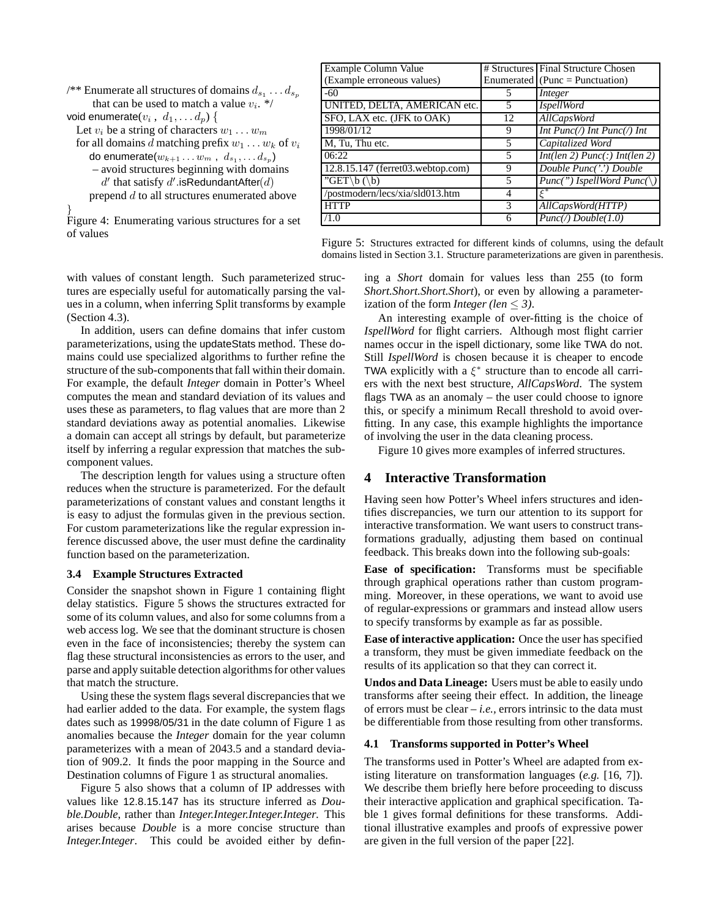```
/** Enumerate all structures of domains d_{s_1} ... d_{s_p}
    that can be used to match a value v_i. */
void enumerate(v_i , d_1, ... d_p) {
  Let v_i be a string of characters w_1 ... w_m
  for all domains d matching prefix w_1 ... w_k of v_i
    do enumerate(w_{k+1} ... w_m , d_{s_1}, ... d_{s_p})
      – avoid structures beginning with domains
        d' that satisfy d'.isRedundantAfter(d)
    prepend d to all structures enumerated above
}
```

Figure 4: Enumerating various structures for a set of values

| Example Column Value (Example erroneous values) | # Structures Enumerated | Final Structure Chosen (Punc = Punctuation) |
|---|---|---|
| -60 | 5 | *Integer* |
| UNITED, DELTA, AMERICAN etc. | 5 | *IspellWord* |
| SFO, LAX etc. (JFK to OAK) | 12 | *AllCapsWord* |
| 1998/01/12 | 9 | *Int Punc(/) Int Punc(/) Int* |
| M, Tu, Thu etc. | 5 | *Capitalized Word* |
| 06:22 | 5 | *Int(len 2) Punc(:) Int(len 2)* |
| 12.8.15.147 (ferret03.webtop.com) | 9 | *Double Punc('.') Double* |
| "GET\b (\b) | 5 | *Punc(") IspellWord Punc(\)* |
| /postmodern/lecs/xia/sld013.htm | 4 | $\xi^*$ |
| HTTP | 3 | *AllCapsWord(HTTP)* |
| /1.0 | 6 | *Punc(/) Double(1.0)* |

Figure 5: Structures extracted for different kinds of columns, using the default domains listed in Section 3.1. Structure parameterizations are given in parenthesis.

with values of constant length. Such parameterized structures are especially useful for automatically parsing the values in a column, when inferring Split transforms by example (Section 4.3).

In addition, users can define domains that infer custom parameterizations, using the updateStats method. These domains could use specialized algorithms to further refine the structure of the sub-components that fall within their domain. For example, the default *Integer* domain in Potter's Wheel computes the mean and standard deviation of its values and uses these as parameters, to flag values that are more than 2 standard deviations away as potential anomalies. Likewise a domain can accept all strings by default, but parameterize itself by inferring a regular expression that matches the sub-component values.

The description length for values using a structure often reduces when the structure is parameterized. For the default parameterizations of constant values and constant lengths it is easy to adjust the formulas given in the previous section. For custom parameterizations like the regular expression inference discussed above, the user must define the cardinality function based on the parameterization.

### 3.4 Example Structures Extracted

Consider the snapshot shown in Figure 1 containing flight delay statistics. Figure 5 shows the structures extracted for some of its column values, and also for some columns from a web access log. We see that the dominant structure is chosen even in the face of inconsistencies; thereby the system can flag these structural inconsistencies as errors to the user, and parse and apply suitable detection algorithms for other values that match the structure.

Using these the system flags several discrepancies that we had earlier added to the data. For example, the system flags dates such as 19998/05/31 in the date column of Figure 1 as anomalies because the *Integer* domain for the year column parameterizes with a mean of 2043.5 and a standard deviation of 909.2. It finds the poor mapping in the Source and Destination columns of Figure 1 as structural anomalies.

Figure 5 also shows that a column of IP addresses with values like 12.8.15.147 has its structure inferred as *Double.Double*, rather than *Integer.Integer.Integer.Integer*. This arises because *Double* is a more concise structure than *Integer.Integer*. This could be avoided either by defining a *Short* domain for values less than 255 (to form *Short.Short.Short.Short*), or even by allowing a parameterization of the form *Integer (len* $\leq$ *3)*.

An interesting example of over-fitting is the choice of *IspellWord* for flight carriers. Although most flight carrier names occur in the ispell dictionary, some like TWA do not. Still *IspellWord* is chosen because it is cheaper to encode TWA explicitly with a $\xi^*$ structure than to encode all carriers with the next best structure, *AllCapsWord*. The system flags TWA as an anomaly – the user could choose to ignore this, or specify a minimum Recall threshold to avoid overfitting. In any case, this example highlights the importance of involving the user in the data cleaning process.

Figure 10 gives more examples of inferred structures.

## 4 Interactive Transformation

Having seen how Potter's Wheel infers structures and identifies discrepancies, we turn our attention to its support for interactive transformation. We want users to construct transformations gradually, adjusting them based on continual feedback. This breaks down into the following sub-goals:

**Ease of specification:** Transforms must be specifiable through graphical operations rather than custom programming. Moreover, in these operations, we want to avoid use of regular-expressions or grammars and instead allow users to specify transforms by example as far as possible.

**Ease of interactive application:** Once the user has specified a transform, they must be given immediate feedback on the results of its application so that they can correct it.

**Undos and Data Lineage:** Users must be able to easily undo transforms after seeing their effect. In addition, the lineage of errors must be clear – *i.e.*, errors intrinsic to the data must be differentiable from those resulting from other transforms.

### 4.1 Transforms supported in Potter's Wheel

The transforms used in Potter's Wheel are adapted from existing literature on transformation languages (*e.g.* [16, 7]). We describe them briefly here before proceeding to discuss their interactive application and graphical specification. Table 1 gives formal definitions for these transforms. Additional illustrative examples and proofs of expressive power are given in the full version of the paper [22].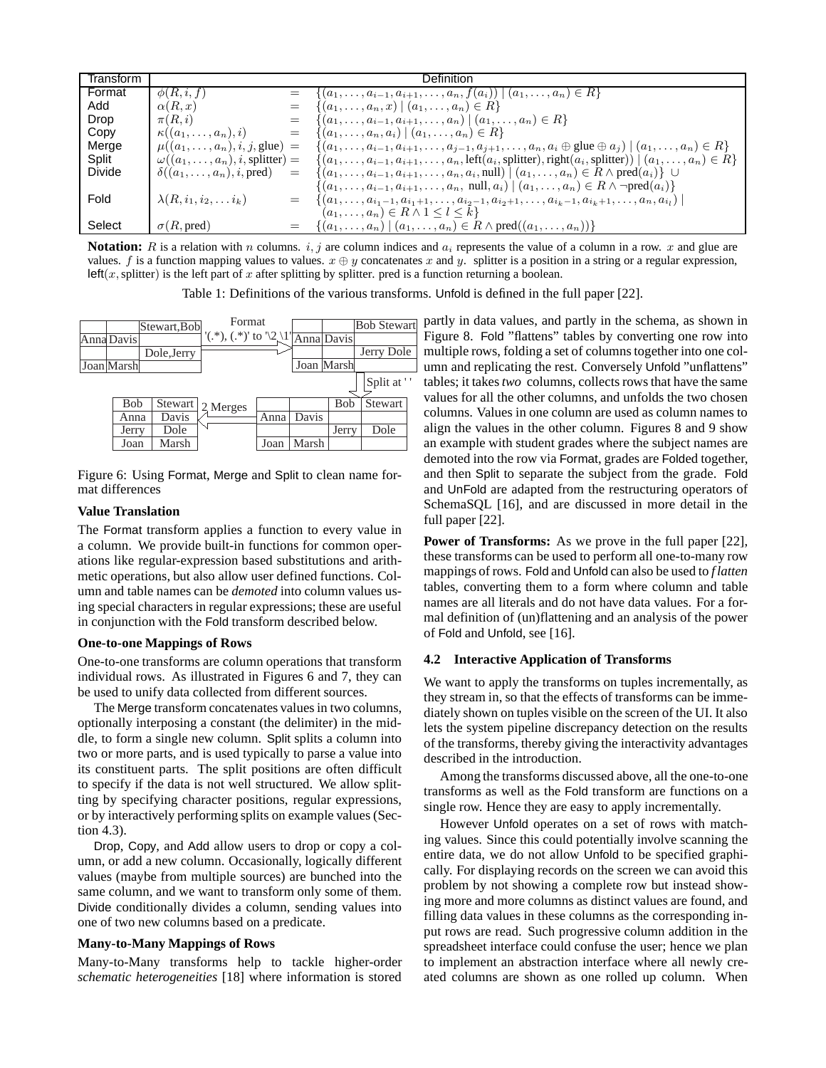| Transform | Definition |
|---|---|
| Format | $\phi(R, i, f) = \{(a_1, \ldots, a_{i-1}, a_{i+1}, \ldots, a_n, f(a_i)) \mid (a_1, \ldots, a_n) \in R\}$ |
| Add | $\alpha(R, x) = \{(a_1, \ldots, a_n, x) \mid (a_1, \ldots, a_n) \in R\}$ |
| Drop | $\pi(R, i) = \{(a_1, \ldots, a_{i-1}, a_{i+1}, \ldots, a_n) \mid (a_1, \ldots, a_n) \in R\}$ |
| Copy | $\kappa((a_1, \ldots, a_n), i) = \{(a_1, \ldots, a_n, a_i) \mid (a_1, \ldots, a_n) \in R\}$ |
| Merge | $\mu((a_1, \ldots, a_n), i, j, \text{glue}) = \{(a_1, \ldots, a_{i-1}, a_{i+1}, \ldots, a_{j-1}, a_{j+1}, \ldots, a_n, a_i \oplus \text{glue} \oplus a_j) \mid (a_1, \ldots, a_n) \in R\}$ |
| Split | $\omega((a_1, \ldots, a_n), i, \text{splitter}) = \{(a_1, \ldots, a_{i-1}, a_{i+1}, \ldots, a_n, \text{left}(a_i, \text{splitter}), \text{right}(a_i, \text{splitter})) \mid (a_1, \ldots, a_n) \in R\}$ |
| Divide | $\delta((a_1, \ldots, a_n), i, \text{pred}) = \{(a_1, \ldots, a_{i-1}, a_{i+1}, \ldots, a_n, a_i, \text{null}) \mid (a_1, \ldots, a_n) \in R \wedge \text{pred}(a_i)\} \cup \{(a_1, \ldots, a_{i-1}, a_{i+1}, \ldots, a_n, \text{null}, a_i) \mid (a_1, \ldots, a_n) \in R \wedge \neg\text{pred}(a_i)\}$ |
| Fold | $\lambda(R, i_1, i_2, \ldots i_k) = \{(a_1, \ldots, a_{i_1-1}, a_{i_1+1}, \ldots, a_{i_2-1}, a_{i_2+1}, \ldots, a_{i_k-1}, a_{i_k+1}, \ldots, a_n, a_{i_l}) \mid (a_1, \ldots, a_n) \in R \wedge 1 \leq l \leq k\}$ |
| Select | $\sigma(R, \text{pred}) = \{(a_1, \ldots, a_n) \mid (a_1, \ldots, a_n) \in R \wedge \text{pred}((a_1, \ldots, a_n))\}$ |

**Notation:** $R$ is a relation with $n$ columns. $i, j$ are column indices and $a_i$ represents the value of a column in a row. $x$ and glue are values. $f$ is a function mapping values to values. $x \oplus y$ concatenates $x$ and $y$. splitter is a position in a string or a regular expression, left$(x, \text{splitter})$ is the left part of $x$ after splitting by splitter. pred is a function returning a boolean.

Table 1: Definitions of the various transforms. Unfold is defined in the full paper [22].

| | | |
|---|---|---|
| | | Stewart,Bob |
| Anna | Davis | |
| | | Dole,Jerry |
| Joan | Marsh | |

Format '(.\*), (.\*)' to '\2 \1'

| | | |
|---|---|---|
| | | Bob Stewart |
| Anna | Davis | |
| | | Jerry Dole |
| Joan | Marsh | |

Split at ' '

| | | | |
|---|---|---|---|
| | | Bob | Stewart |
| Anna | Davis | | |
| | | Jerry | Dole |
| Joan | Marsh | | |

2 Merges

| | |
|---|---|
| Bob | Stewart |
| Anna | Davis |
| Jerry | Dole |
| Joan | Marsh |

Figure 6: Using Format, Merge and Split to clean name format differences

**Value Translation**

The Format transform applies a function to every value in a column. We provide built-in functions for common operations like regular-expression based substitutions and arithmetic operations, but also allow user defined functions. Column and table names can be *demoted* into column values using special characters in regular expressions; these are useful in conjunction with the Fold transform described below.

**One-to-one Mappings of Rows**

One-to-one transforms are column operations that transform individual rows. As illustrated in Figures 6 and 7, they can be used to unify data collected from different sources.

The Merge transform concatenates values in two columns, optionally interposing a constant (the delimiter) in the middle, to form a single new column. Split splits a column into two or more parts, and is used typically to parse a value into its constituent parts. The split positions are often difficult to specify if the data is not well structured. We allow splitting by specifying character positions, regular expressions, or by interactively performing splits on example values (Section 4.3).

Drop, Copy, and Add allow users to drop or copy a column, or add a new column. Occasionally, logically different values (maybe from multiple sources) are bunched into the same column, and we want to transform only some of them. Divide conditionally divides a column, sending values into one of two new columns based on a predicate.

**Many-to-Many Mappings of Rows**

Many-to-Many transforms help to tackle higher-order *schematic heterogeneities* [18] where information is stored partly in data values, and partly in the schema, as shown in Figure 8. Fold "flattens" tables by converting one row into multiple rows, folding a set of columns together into one column and replicating the rest. Conversely Unfold "unflattens" tables; it takes *two* columns, collects rows that have the same values for all the other columns, and unfolds the two chosen columns. Values in one column are used as column names to align the values in the other column. Figures 8 and 9 show an example with student grades where the subject names are demoted into the row via Format, grades are Folded together, and then Split to separate the subject from the grade. Fold and UnFold are adapted from the restructuring operators of SchemaSQL [16], and are discussed in more detail in the full paper [22].

**Power of Transforms:** As we prove in the full paper [22], these transforms can be used to perform all one-to-many row mappings of rows. Fold and Unfold can also be used to *flatten* tables, converting them to a form where column and table names are all literals and do not have data values. For a formal definition of (un)flattening and an analysis of the power of Fold and Unfold, see [16].

### 4.2 Interactive Application of Transforms

We want to apply the transforms on tuples incrementally, as they stream in, so that the effects of transforms can be immediately shown on tuples visible on the screen of the UI. It also lets the system pipeline discrepancy detection on the results of the transforms, thereby giving the interactivity advantages described in the introduction.

Among the transforms discussed above, all the one-to-one transforms as well as the Fold transform are functions on a single row. Hence they are easy to apply incrementally.

However Unfold operates on a set of rows with matching values. Since this could potentially involve scanning the entire data, we do not allow Unfold to be specified graphically. For displaying records on the screen we can avoid this problem by not showing a complete row but instead showing more and more columns as distinct values are found, and filling data values in these columns as the corresponding input rows are read. Such progressive column addition in the spreadsheet interface could confuse the user; hence we plan to implement an abstraction interface where all newly created columns are shown as one rolled up column. When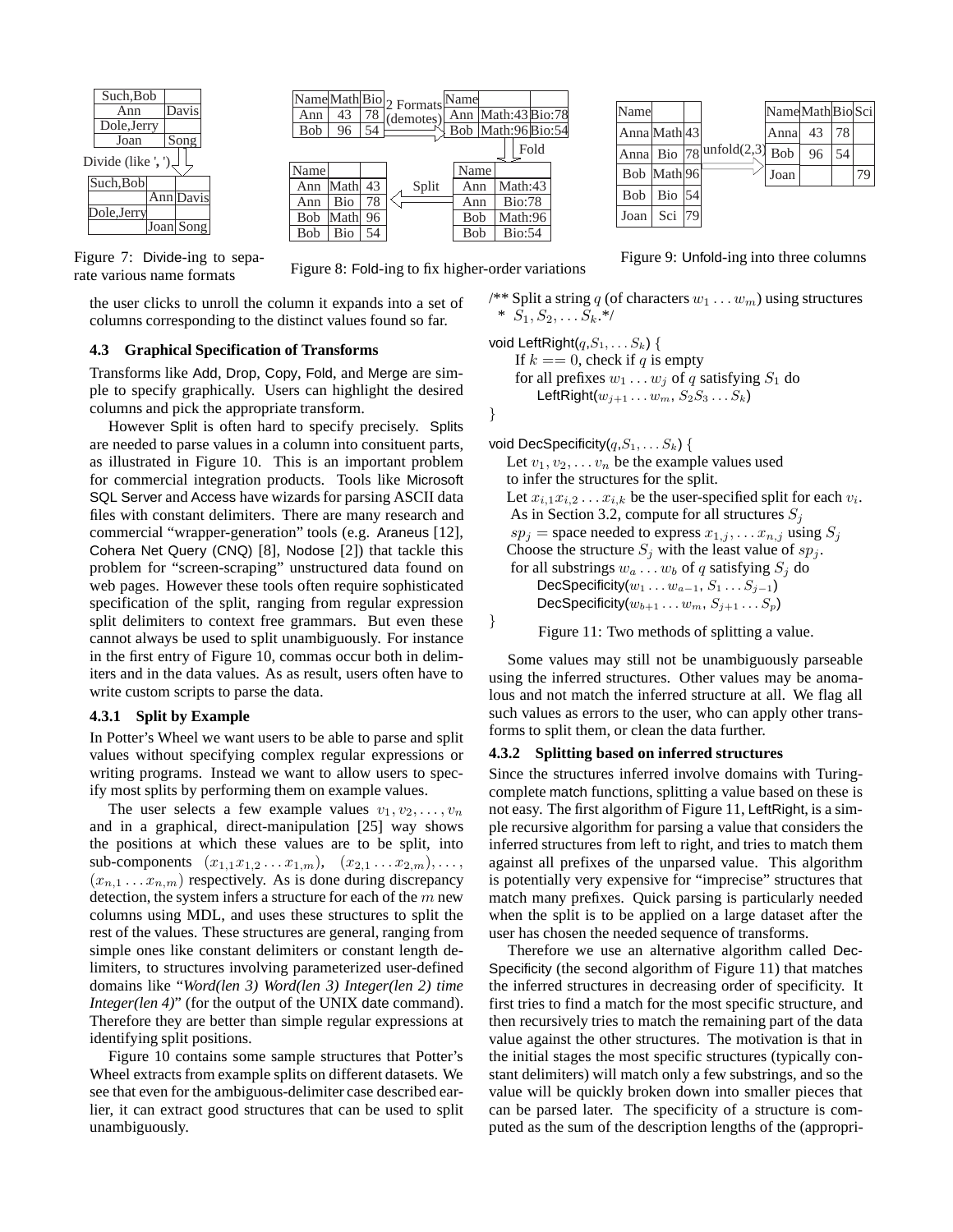| Such,Bob | |
|---|---|
| Ann | Davis |
| Dole,Jerry | |
| Joan | Song |

Divide (like ', ')

| Such,Bob | | |
|---|---|---|
| | Ann | Davis |
| Dole,Jerry | | |
| | Joan | Song |

Figure 7: Divide-ing to separate various name formats

| Name | Math | Bio |
|---|---|---|
| Ann | 43 | 78 |
| Bob | 96 | 54 |

2 Formats (demotes)

| Name | | |
|---|---|---|
| Ann | Math:43 | Bio:78 |
| Bob | Math:96 | Bio:54 |

Fold

| Name | |
|---|---|
| Ann | Math:43 |
| Ann | Bio:78 |
| Bob | Math:96 |
| Bob | Bio:54 |

Split

| Name | | |
|---|---|---|
| Ann | Math | 43 |
| Ann | Bio | 78 |
| Bob | Math | 96 |
| Bob | Bio | 54 |

Figure 8: Fold-ing to fix higher-order variations

| Name | | |
|---|---|---|
| Anna | Math | 43 |
| Anna | Bio | 78 |
| Bob | Math | 96 |
| Bob | Bio | 54 |
| Joan | Sci | 79 |

unfold(2,3)

| Name | Math | Bio | Sci |
|---|---|---|---|
| Anna | 43 | 78 | |
| Bob | 96 | 54 | |
| Joan | | | 79 |

Figure 9: Unfold-ing into three columns

the user clicks to unroll the column it expands into a set of columns corresponding to the distinct values found so far.

### 4.3 Graphical Specification of Transforms

Transforms like Add, Drop, Copy, Fold, and Merge are simple to specify graphically. Users can highlight the desired columns and pick the appropriate transform.

However Split is often hard to specify precisely. Splits are needed to parse values in a column into consituent parts, as illustrated in Figure 10. This is an important problem for commercial integration products. Tools like Microsoft SQL Server and Access have wizards for parsing ASCII data files with constant delimiters. There are many research and commercial "wrapper-generation" tools (e.g. Araneus [12], Cohera Net Query (CNQ) [8], Nodose [2]) that tackle this problem for "screen-scraping" unstructured data found on web pages. However these tools often require sophisticated specification of the split, ranging from regular expression split delimiters to context free grammars. But even these cannot always be used to split unambiguously. For instance in the first entry of Figure 10, commas occur both in delimiters and in the data values. As as result, users often have to write custom scripts to parse the data.

#### 4.3.1 Split by Example

In Potter's Wheel we want users to be able to parse and split values without specifying complex regular expressions or writing programs. Instead we want to allow users to specify most splits by performing them on example values.

The user selects a few example values $v_1, v_2, \ldots, v_n$ and in a graphical, direct-manipulation [25] way shows the positions at which these values are to be split, into sub-components $(x_{1,1}x_{1,2}\ldots x_{1,m})$, $(x_{2,1}\ldots x_{2,m}), \ldots,$ $(x_{n,1}\ldots x_{n,m})$ respectively. As is done during discrepancy detection, the system infers a structure for each of the $m$ new columns using MDL, and uses these structures to split the rest of the values. These structures are general, ranging from simple ones like constant delimiters or constant length delimiters, to structures involving parameterized user-defined domains like "*Word(len 3) Word(len 3) Integer(len 2) time Integer(len 4)*" (for the output of the UNIX date command). Therefore they are better than simple regular expressions at identifying split positions.

Figure 10 contains some sample structures that Potter's Wheel extracts from example splits on different datasets. We see that even for the ambiguous-delimiter case described earlier, it can extract good structures that can be used to split unambiguously.

```
/** Split a string q (of characters w1 ... wm) using structures
 *  S1, S2, ... Sk.*/

void LeftRight(q,S1,... Sk) {
    If k == 0, check if q is empty
    for all prefixes w1 ... wj of q satisfying S1 do
        LeftRight(wj+1 ... wm, S2S3 ... Sk)
}

void DecSpecificity(q,S1,... Sk) {
   Let v1, v2, ... vn be the example values used
   to infer the structures for the split.
   Let xi,1xi,2 ... xi,k be the user-specified split for each vi.
   As in Section 3.2, compute for all structures Sj
   spj = space needed to express x1,j, ... xn,j using Sj
   Choose the structure Sj with the least value of spj.
   for all substrings wa ... wb of q satisfying Sj do
       DecSpecificity(w1 ... wa-1, S1 ... Sj-1)
       DecSpecificity(wb+1 ... wm, Sj+1 ... Sp)
}
```

Figure 11: Two methods of splitting a value.

Some values may still not be unambiguously parseable using the inferred structures. Other values may be anomalous and not match the inferred structure at all. We flag all such values as errors to the user, who can apply other transforms to split them, or clean the data further.

#### 4.3.2 Splitting based on inferred structures

Since the structures inferred involve domains with Turing-complete match functions, splitting a value based on these is not easy. The first algorithm of Figure 11, LeftRight, is a simple recursive algorithm for parsing a value that considers the inferred structures from left to right, and tries to match them against all prefixes of the unparsed value. This algorithm is potentially very expensive for "imprecise" structures that match many prefixes. Quick parsing is particularly needed when the split is to be applied on a large dataset after the user has chosen the needed sequence of transforms.

Therefore we use an alternative algorithm called DecSpecificity (the second algorithm of Figure 11) that matches the inferred structures in decreasing order of specificity. It first tries to find a match for the most specific structure, and then recursively tries to match the remaining part of the data value against the other structures. The motivation is that in the initial stages the most specific structures (typically constant delimiters) will match only a few substrings, and so the value will be quickly broken down into smaller pieces that can be parsed later. The specificity of a structure is computed as the sum of the description lengths of the (appropri-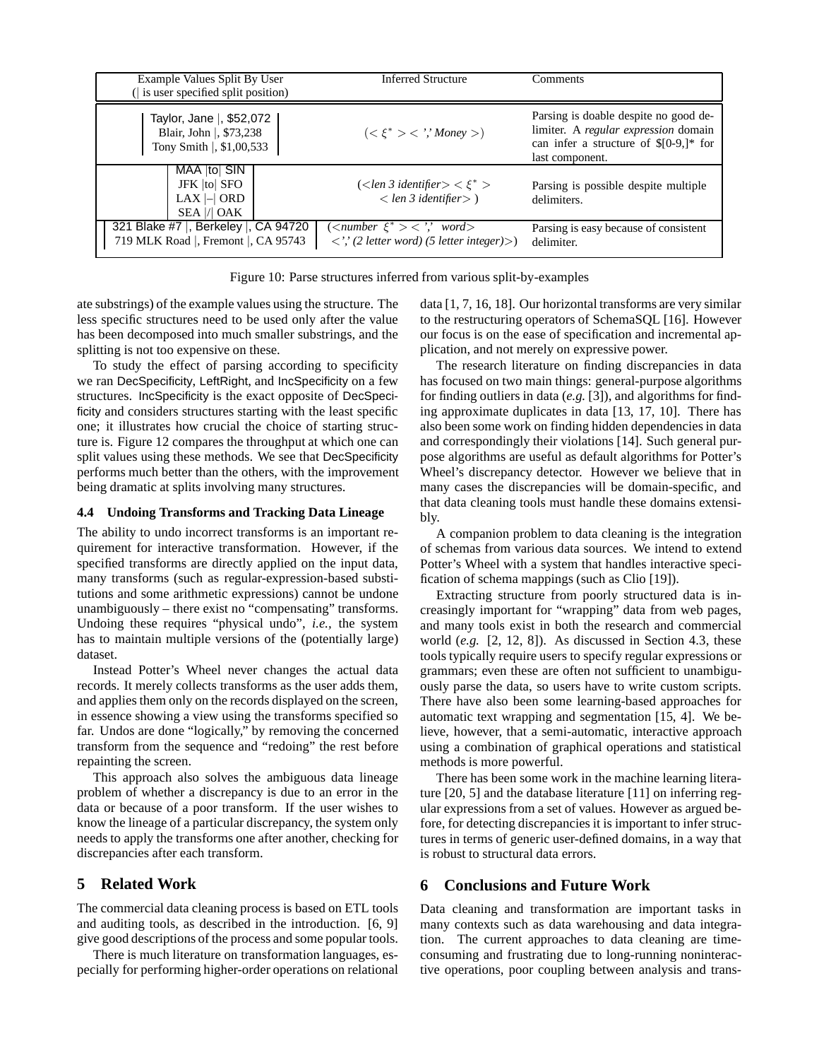| Example Values Split By User (\| is user specified split position) | Inferred Structure | Comments |
|---|---|---|
| Taylor, Jane \|, \$52,072<br>Blair, John \|, \$73,238<br>Tony Smith \|, \$1,00,533 | $(<\xi^*> <$ ',' *Money* $>)$ | Parsing is doable despite no good delimiter. A *regular expression* domain can infer a structure of \$[0-9,]* for last component. |
| MAA \|to\| SIN<br>JFK \|to\| SFO<br>LAX \|–\| ORD<br>SEA \|/\| OAK | (<*len 3 identifier*> $<\xi^*>$ <*len 3 identifier*>) | Parsing is possible despite multiple delimiters. |
| 321 Blake #7 \|, Berkeley \|, CA 94720<br>719 MLK Road \|, Fremont \|, CA 95743 | (<*number* $\xi^*$> <','  *word*> <',' (*2 letter word*) (*5 letter integer*)>) | Parsing is easy because of consistent delimiter. |

Figure 10: Parse structures inferred from various split-by-examples

ate substrings) of the example values using the structure. The less specific structures need to be used only after the value has been decomposed into much smaller substrings, and the splitting is not too expensive on these.

To study the effect of parsing according to specificity we ran DecSpecificity, LeftRight, and IncSpecificity on a few structures. IncSpecificity is the exact opposite of DecSpecificity and considers structures starting with the least specific one; it illustrates how crucial the choice of starting structure is. Figure 12 compares the throughput at which one can split values using these methods. We see that DecSpecificity performs much better than the others, with the improvement being dramatic at splits involving many structures.

### 4.4 Undoing Transforms and Tracking Data Lineage

The ability to undo incorrect transforms is an important requirement for interactive transformation. However, if the specified transforms are directly applied on the input data, many transforms (such as regular-expression-based substitutions and some arithmetic expressions) cannot be undone unambiguously – there exist no "compensating" transforms. Undoing these requires "physical undo", *i.e.*, the system has to maintain multiple versions of the (potentially large) dataset.

Instead Potter's Wheel never changes the actual data records. It merely collects transforms as the user adds them, and applies them only on the records displayed on the screen, in essence showing a view using the transforms specified so far. Undos are done "logically," by removing the concerned transform from the sequence and "redoing" the rest before repainting the screen.

This approach also solves the ambiguous data lineage problem of whether a discrepancy is due to an error in the data or because of a poor transform. If the user wishes to know the lineage of a particular discrepancy, the system only needs to apply the transforms one after another, checking for discrepancies after each transform.

## 5 Related Work

The commercial data cleaning process is based on ETL tools and auditing tools, as described in the introduction. [6, 9] give good descriptions of the process and some popular tools.

There is much literature on transformation languages, especially for performing higher-order operations on relational data [1, 7, 16, 18]. Our horizontal transforms are very similar to the restructuring operators of SchemaSQL [16]. However our focus is on the ease of specification and incremental application, and not merely on expressive power.

The research literature on finding discrepancies in data has focused on two main things: general-purpose algorithms for finding outliers in data (*e.g.* [3]), and algorithms for finding approximate duplicates in data [13, 17, 10]. There has also been some work on finding hidden dependencies in data and correspondingly their violations [14]. Such general purpose algorithms are useful as default algorithms for Potter's Wheel's discrepancy detector. However we believe that in many cases the discrepancies will be domain-specific, and that data cleaning tools must handle these domains extensibly.

A companion problem to data cleaning is the integration of schemas from various data sources. We intend to extend Potter's Wheel with a system that handles interactive specification of schema mappings (such as Clio [19]).

Extracting structure from poorly structured data is increasingly important for "wrapping" data from web pages, and many tools exist in both the research and commercial world (*e.g.* [2, 12, 8]). As discussed in Section 4.3, these tools typically require users to specify regular expressions or grammars; even these are often not sufficient to unambiguously parse the data, so users have to write custom scripts. There have also been some learning-based approaches for automatic text wrapping and segmentation [15, 4]. We believe, however, that a semi-automatic, interactive approach using a combination of graphical operations and statistical methods is more powerful.

There has been some work in the machine learning literature [20, 5] and the database literature [11] on inferring regular expressions from a set of values. However as argued before, for detecting discrepancies it is important to infer structures in terms of generic user-defined domains, in a way that is robust to structural data errors.

## 6 Conclusions and Future Work

Data cleaning and transformation are important tasks in many contexts such as data warehousing and data integration. The current approaches to data cleaning are time-consuming and frustrating due to long-running noninteractive operations, poor coupling between analysis and trans-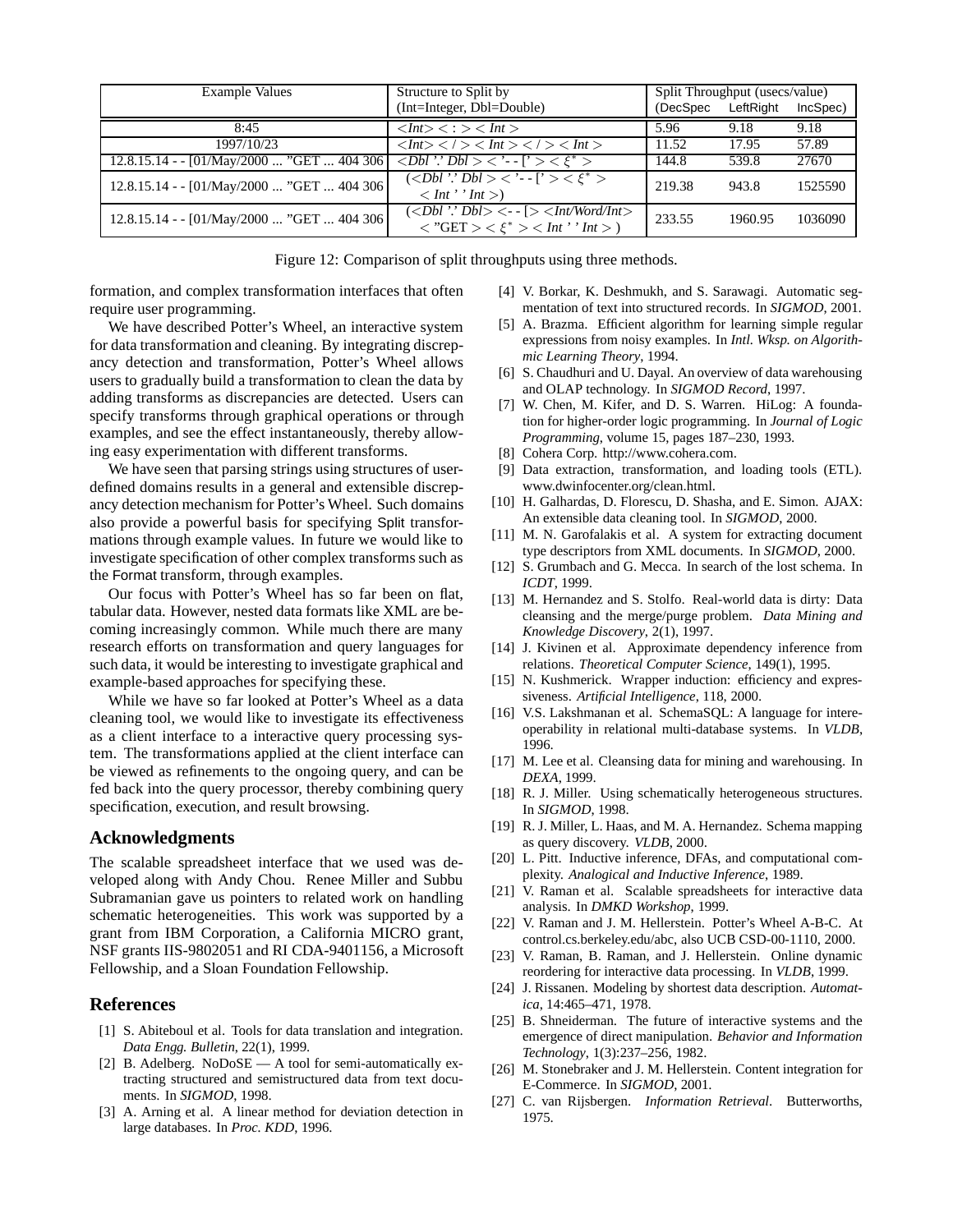| Example Values | Structure to Split by (Int=Integer, Dbl=Double) | Split Throughput (usecs/value) (DecSpec | LeftRight | IncSpec) |
|---|---|---|---|---|
| 8:45 | $<$*Int*$><:><$ *Int* $>$ | 5.96 | 9.18 | 9.18 |
| 1997/10/23 | $<$*Int*$></><$ *Int* $></><$ *Int* $>$ | 11.52 | 17.95 | 57.89 |
| 12.8.15.14 - - [01/May/2000 ... "GET ... 404 306 | $<$*Dbl* '.' *Dbl* $><$ '- - [' $><\xi^*>$ | 144.8 | 539.8 | 27670 |
| 12.8.15.14 - - [01/May/2000 ... "GET ... 404 306 | ($<$*Dbl* '.' *Dbl* $><$ '- - [' $><\xi^*>$ $<$ *Int* ' ' *Int* $>$) | 219.38 | 943.8 | 1525590 |
| 12.8.15.14 - - [01/May/2000 ... "GET ... 404 306 | ($<$*Dbl* '.' *Dbl*$><$- - [$><$*Int/Word/Int*$>$ $<$ "GET $><\xi^*><$ *Int* ' ' *Int* $>$ ) | 233.55 | 1960.95 | 1036090 |

Figure 12: Comparison of split throughputs using three methods.

formation, and complex transformation interfaces that often require user programming.

We have described Potter's Wheel, an interactive system for data transformation and cleaning. By integrating discrepancy detection and transformation, Potter's Wheel allows users to gradually build a transformation to clean the data by adding transforms as discrepancies are detected. Users can specify transforms through graphical operations or through examples, and see the effect instantaneously, thereby allowing easy experimentation with different transforms.

We have seen that parsing strings using structures of user-defined domains results in a general and extensible discrepancy detection mechanism for Potter's Wheel. Such domains also provide a powerful basis for specifying Split transformations through example values. In future we would like to investigate specification of other complex transforms such as the Format transform, through examples.

Our focus with Potter's Wheel has so far been on flat, tabular data. However, nested data formats like XML are becoming increasingly common. While much there are many research efforts on transformation and query languages for such data, it would be interesting to investigate graphical and example-based approaches for specifying these.

While we have so far looked at Potter's Wheel as a data cleaning tool, we would like to investigate its effectiveness as a client interface to a interactive query processing system. The transformations applied at the client interface can be viewed as refinements to the ongoing query, and can be fed back into the query processor, thereby combining query specification, execution, and result browsing.

## Acknowledgments

The scalable spreadsheet interface that we used was developed along with Andy Chou. Renee Miller and Subbu Subramanian gave us pointers to related work on handling schematic heterogeneities. This work was supported by a grant from IBM Corporation, a California MICRO grant, NSF grants IIS-9802051 and RI CDA-9401156, a Microsoft Fellowship, and a Sloan Foundation Fellowship.

## References

[1] S. Abiteboul et al. Tools for data translation and integration. *Data Engg. Bulletin*, 22(1), 1999.

[2] B. Adelberg. NoDoSE — A tool for semi-automatically extracting structured and semistructured data from text documents. In *SIGMOD*, 1998.

[3] A. Arning et al. A linear method for deviation detection in large databases. In *Proc. KDD*, 1996.

[4] V. Borkar, K. Deshmukh, and S. Sarawagi. Automatic segmentation of text into structured records. In *SIGMOD*, 2001.

[5] A. Brazma. Efficient algorithm for learning simple regular expressions from noisy examples. In *Intl. Wksp. on Algorithmic Learning Theory*, 1994.

[6] S. Chaudhuri and U. Dayal. An overview of data warehousing and OLAP technology. In *SIGMOD Record*, 1997.

[7] W. Chen, M. Kifer, and D. S. Warren. HiLog: A foundation for higher-order logic programming. In *Journal of Logic Programming*, volume 15, pages 187–230, 1993.

[8] Cohera Corp. http://www.cohera.com.

[9] Data extraction, transformation, and loading tools (ETL). www.dwinfocenter.org/clean.html.

[10] H. Galhardas, D. Florescu, D. Shasha, and E. Simon. AJAX: An extensible data cleaning tool. In *SIGMOD*, 2000.

[11] M. N. Garofalakis et al. A system for extracting document type descriptors from XML documents. In *SIGMOD*, 2000.

[12] S. Grumbach and G. Mecca. In search of the lost schema. In *ICDT*, 1999.

[13] M. Hernandez and S. Stolfo. Real-world data is dirty: Data cleansing and the merge/purge problem. *Data Mining and Knowledge Discovery*, 2(1), 1997.

[14] J. Kivinen et al. Approximate dependency inference from relations. *Theoretical Computer Science*, 149(1), 1995.

[15] N. Kushmerick. Wrapper induction: efficiency and expressiveness. *Artificial Intelligence*, 118, 2000.

[16] V.S. Lakshmanan et al. SchemaSQL: A language for intereoperability in relational multi-database systems. In *VLDB*, 1996.

[17] M. Lee et al. Cleansing data for mining and warehousing. In *DEXA*, 1999.

[18] R. J. Miller. Using schematically heterogeneous structures. In *SIGMOD*, 1998.

[19] R. J. Miller, L. Haas, and M. A. Hernandez. Schema mapping as query discovery. *VLDB*, 2000.

[20] L. Pitt. Inductive inference, DFAs, and computational complexity. *Analogical and Inductive Inference*, 1989.

[21] V. Raman et al. Scalable spreadsheets for interactive data analysis. In *DMKD Workshop*, 1999.

[22] V. Raman and J. M. Hellerstein. Potter's Wheel A-B-C. At control.cs.berkeley.edu/abc, also UCB CSD-00-1110, 2000.

[23] V. Raman, B. Raman, and J. Hellerstein. Online dynamic reordering for interactive data processing. In *VLDB*, 1999.

[24] J. Rissanen. Modeling by shortest data description. *Automatica*, 14:465–471, 1978.

[25] B. Shneiderman. The future of interactive systems and the emergence of direct manipulation. *Behavior and Information Technology*, 1(3):237–256, 1982.

[26] M. Stonebraker and J. M. Hellerstein. Content integration for E-Commerce. In *SIGMOD*, 2001.

[27] C. van Rijsbergen. *Information Retrieval*. Butterworths, 1975.